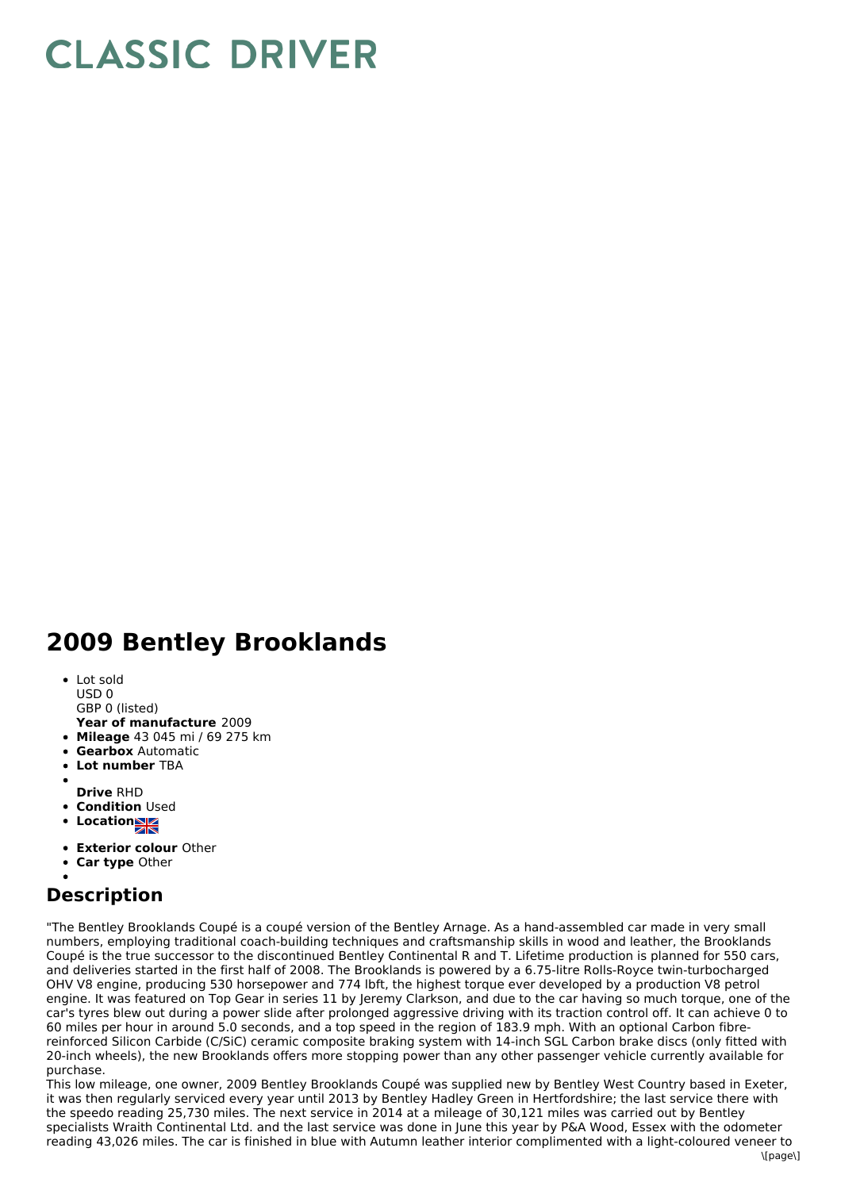# CLASSIC DRIVER

## 2009 Bentley Brooklands

- Lot sold
  USD 0
  GBP 0 (listed)
  **Year of manufacture** 2009
- **Mileage** 43 045 mi / 69 275 km
- **Gearbox** Automatic
- **Lot number** TBA
- 
  **Drive** RHD
- **Condition** Used
- **Location**
- **Exterior colour** Other
- **Car type** Other
- 

## Description

"The Bentley Brooklands Coupé is a coupé version of the Bentley Arnage. As a hand-assembled car made in very small numbers, employing traditional coach-building techniques and craftsmanship skills in wood and leather, the Brooklands Coupé is the true successor to the discontinued Bentley Continental R and T. Lifetime production is planned for 550 cars, and deliveries started in the first half of 2008. The Brooklands is powered by a 6.75-litre Rolls-Royce twin-turbocharged OHV V8 engine, producing 530 horsepower and 774 lbft, the highest torque ever developed by a production V8 petrol engine. It was featured on Top Gear in series 11 by Jeremy Clarkson, and due to the car having so much torque, one of the car's tyres blew out during a power slide after prolonged aggressive driving with its traction control off. It can achieve 0 to 60 miles per hour in around 5.0 seconds, and a top speed in the region of 183.9 mph. With an optional Carbon fibre-reinforced Silicon Carbide (C/SiC) ceramic composite braking system with 14-inch SGL Carbon brake discs (only fitted with 20-inch wheels), the new Brooklands offers more stopping power than any other passenger vehicle currently available for purchase.

This low mileage, one owner, 2009 Bentley Brooklands Coupé was supplied new by Bentley West Country based in Exeter, it was then regularly serviced every year until 2013 by Bentley Hadley Green in Hertfordshire; the last service there with the speedo reading 25,730 miles. The next service in 2014 at a mileage of 30,121 miles was carried out by Bentley specialists Wraith Continental Ltd. and the last service was done in June this year by P&A Wood, Essex with the odometer reading 43,026 miles. The car is finished in blue with Autumn leather interior complimented with a light-coloured veneer to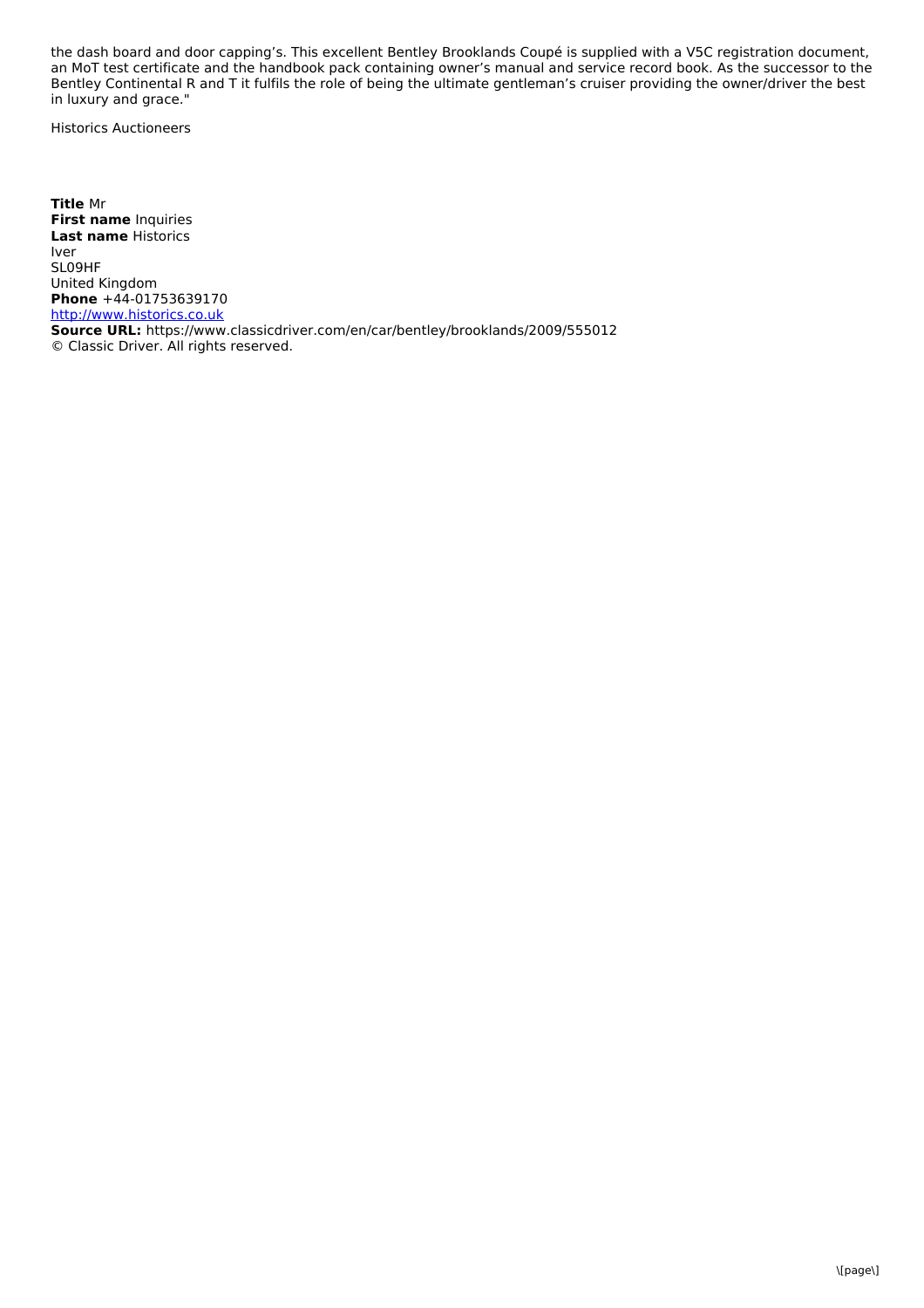the dash board and door capping's. This excellent Bentley Brooklands Coupé is supplied with a V5C registration document, an MoT test certificate and the handbook pack containing owner's manual and service record book. As the successor to the Bentley Continental R and T it fulfils the role of being the ultimate gentleman's cruiser providing the owner/driver the best in luxury and grace."

Historics Auctioneers

**Title** Mr
**First name** Inquiries
**Last name** Historics
Iver
SL09HF
United Kingdom
**Phone** +44-01753639170
[http://www.historics.co.uk](http://www.historics.co.uk)
**Source URL:** https://www.classicdriver.com/en/car/bentley/brooklands/2009/555012
© Classic Driver. All rights reserved.